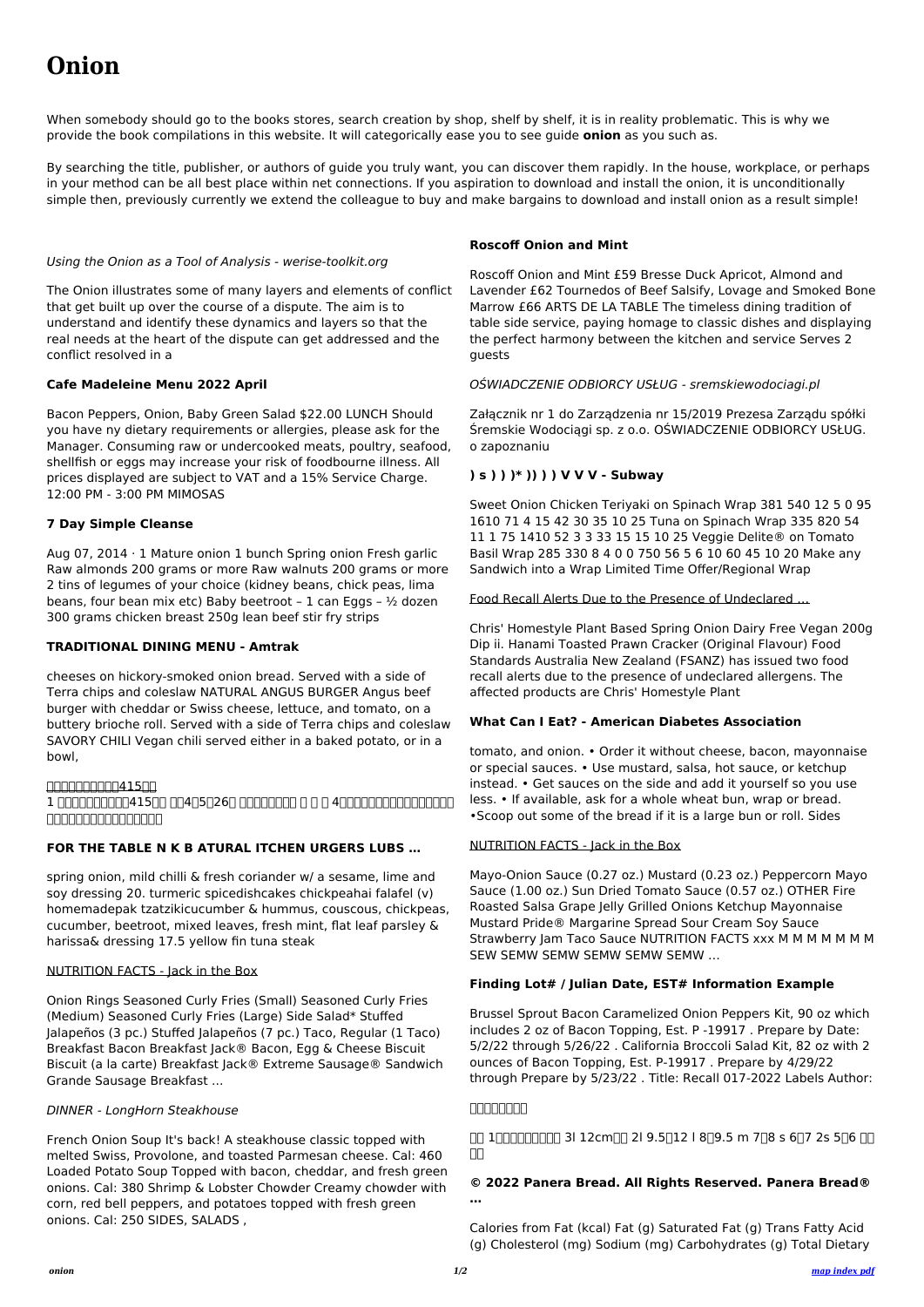# Onion

When somebody should go to the books stores, search creation by shop, shelf by shelf, it is in reality problematic. This is why we provide the book compilations in this website. It will categorically ease you to see guide **onion** as you such as.

By searching the title, publisher, or authors of guide you truly want, you can discover them rapidly. In the house, workplace, or perhaps in your method can be all best place within net connections. If you aspiration to download and install the onion, it is unconditionally simple then, previously currently we extend the colleague to buy and make bargains to download and install onion as a result simple!

*Using the Onion as a Tool of Analysis - werise-toolkit.org*

The Onion illustrates some of many layers and elements of conflict that get built up over the course of a dispute. The aim is to understand and identify these dynamics and layers so that the real needs at the heart of the dispute can get addressed and the conflict resolved in a

### Cafe Madeleine Menu 2022 April

Bacon Peppers, Onion, Baby Green Salad $22.00 LUNCH Should you have ny dietary requirements or allergies, please ask for the Manager. Consuming raw or undercooked meats, poultry, seafood, shellfish or eggs may increase your risk of foodbourne illness. All prices displayed are subject to VAT and a 15% Service Charge. 12:00 PM - 3:00 PM MIMOSAS

### 7 Day Simple Cleanse

Aug 07, 2014 · 1 Mature onion 1 bunch Spring onion Fresh garlic Raw almonds 200 grams or more Raw walnuts 200 grams or more 2 tins of legumes of your choice (kidney beans, chick peas, lima beans, four bean mix etc) Baby beetroot – 1 can Eggs – ½ dozen 300 grams chicken breast 250g lean beef stir fry strips

### TRADITIONAL DINING MENU - Amtrak

cheeses on hickory-smoked onion bread. Served with a side of Terra chips and coleslaw NATURAL ANGUS BURGER Angus beef burger with cheddar or Swiss cheese, lettuce, and tomato, on a buttery brioche roll. Served with a side of Terra chips and coleslaw SAVORY CHILI Vegan chili served either in a baked potato, or in a bowl,

□□□□□□□□□□415□□

1 □□□□□□□□□□415□□ □□4□5□26□ □□□□□□□□ □ □ □ 4□□□□□□□□□□□□□□□□□□ □□□□□□□□□□□□□□□□□

### FOR THE TABLE N K B ATURAL ITCHEN URGERS LUBS …

spring onion, mild chilli & fresh coriander w/ a sesame, lime and soy dressing 20. turmeric spicedishcakes chickpeahai falafel (v) homemadepak tzatzikicucumber & hummus, couscous, chickpeas, cucumber, beetroot, mixed leaves, fresh mint, flat leaf parsley & harissa& dressing 17.5 yellow fin tuna steak

NUTRITION FACTS - Jack in the Box

Onion Rings Seasoned Curly Fries (Small) Seasoned Curly Fries (Medium) Seasoned Curly Fries (Large) Side Salad* Stuffed Jalapeños (3 pc.) Stuffed Jalapeños (7 pc.) Taco, Regular (1 Taco) Breakfast Bacon Breakfast Jack® Bacon, Egg & Cheese Biscuit Biscuit (a la carte) Breakfast Jack® Extreme Sausage® Sandwich Grande Sausage Breakfast …

*DINNER - LongHorn Steakhouse*

French Onion Soup It's back! A steakhouse classic topped with melted Swiss, Provolone, and toasted Parmesan cheese. Cal: 460 Loaded Potato Soup Topped with bacon, cheddar, and fresh green onions. Cal: 380 Shrimp & Lobster Chowder Creamy chowder with corn, red bell peppers, and potatoes topped with fresh green onions. Cal: 250 SIDES, SALADS ,

### Roscoff Onion and Mint

Roscoff Onion and Mint £59 Bresse Duck Apricot, Almond and Lavender £62 Tournedos of Beef Salsify, Lovage and Smoked Bone Marrow £66 ARTS DE LA TABLE The timeless dining tradition of table side service, paying homage to classic dishes and displaying the perfect harmony between the kitchen and service Serves 2 guests

*OŚWIADCZENIE ODBIORCY USŁUG - sremskiewodociagi.pl*

Załącznik nr 1 do Zarządzenia nr 15/2019 Prezesa Zarządu spółki Śremskie Wodociągi sp. z o.o. OŚWIADCZENIE ODBIORCY USŁUG. o zapoznaniu

### ) s ) ) )* )) ) ) V V V - Subway

Sweet Onion Chicken Teriyaki on Spinach Wrap 381 540 12 5 0 95 1610 71 4 15 42 30 35 10 25 Tuna on Spinach Wrap 335 820 54 11 1 75 1410 52 3 3 33 15 15 10 25 Veggie Delite® on Tomato Basil Wrap 285 330 8 4 0 0 750 56 5 6 10 60 45 10 20 Make any Sandwich into a Wrap Limited Time Offer/Regional Wrap

Food Recall Alerts Due to the Presence of Undeclared …

Chris' Homestyle Plant Based Spring Onion Dairy Free Vegan 200g Dip ii. Hanami Toasted Prawn Cracker (Original Flavour) Food Standards Australia New Zealand (FSANZ) has issued two food recall alerts due to the presence of undeclared allergens. The affected products are Chris' Homestyle Plant

### What Can I Eat? - American Diabetes Association

tomato, and onion. • Order it without cheese, bacon, mayonnaise or special sauces. • Use mustard, salsa, hot sauce, or ketchup instead. • Get sauces on the side and add it yourself so you use less. • If available, ask for a whole wheat bun, wrap or bread. •Scoop out some of the bread if it is a large bun or roll. Sides

NUTRITION FACTS - Jack in the Box

Mayo-Onion Sauce (0.27 oz.) Mustard (0.23 oz.) Peppercorn Mayo Sauce (1.00 oz.) Sun Dried Tomato Sauce (0.57 oz.) OTHER Fire Roasted Salsa Grape Jelly Grilled Onions Ketchup Mayonnaise Mustard Pride® Margarine Spread Sour Cream Soy Sauce Strawberry Jam Taco Sauce NUTRITION FACTS xxx M M M M M M M SEW SEMW SEMW SEMW SEMW SEMW …

### Finding Lot# / Julian Date, EST# Information Example

Brussel Sprout Bacon Caramelized Onion Peppers Kit, 90 oz which includes 2 oz of Bacon Topping, Est. P -19917 . Prepare by Date: 5/2/22 through 5/26/22 . California Broccoli Salad Kit, 82 oz with 2 ounces of Bacon Topping, Est. P-19917 . Prepare by 4/29/22 through Prepare by 5/23/22 . Title: Recall 017-2022 Labels Author:

□□□□□□□□

□□ 1□□□□□□□□□ 3l 12cm□□ 2l 9.5□12 l 8□9.5 m 7□8 s 6□7 2s 5□6 □□ □□

### © 2022 Panera Bread. All Rights Reserved. Panera Bread® …

Calories from Fat (kcal) Fat (g) Saturated Fat (g) Trans Fatty Acid (g) Cholesterol (mg) Sodium (mg) Carbohydrates (g) Total Dietary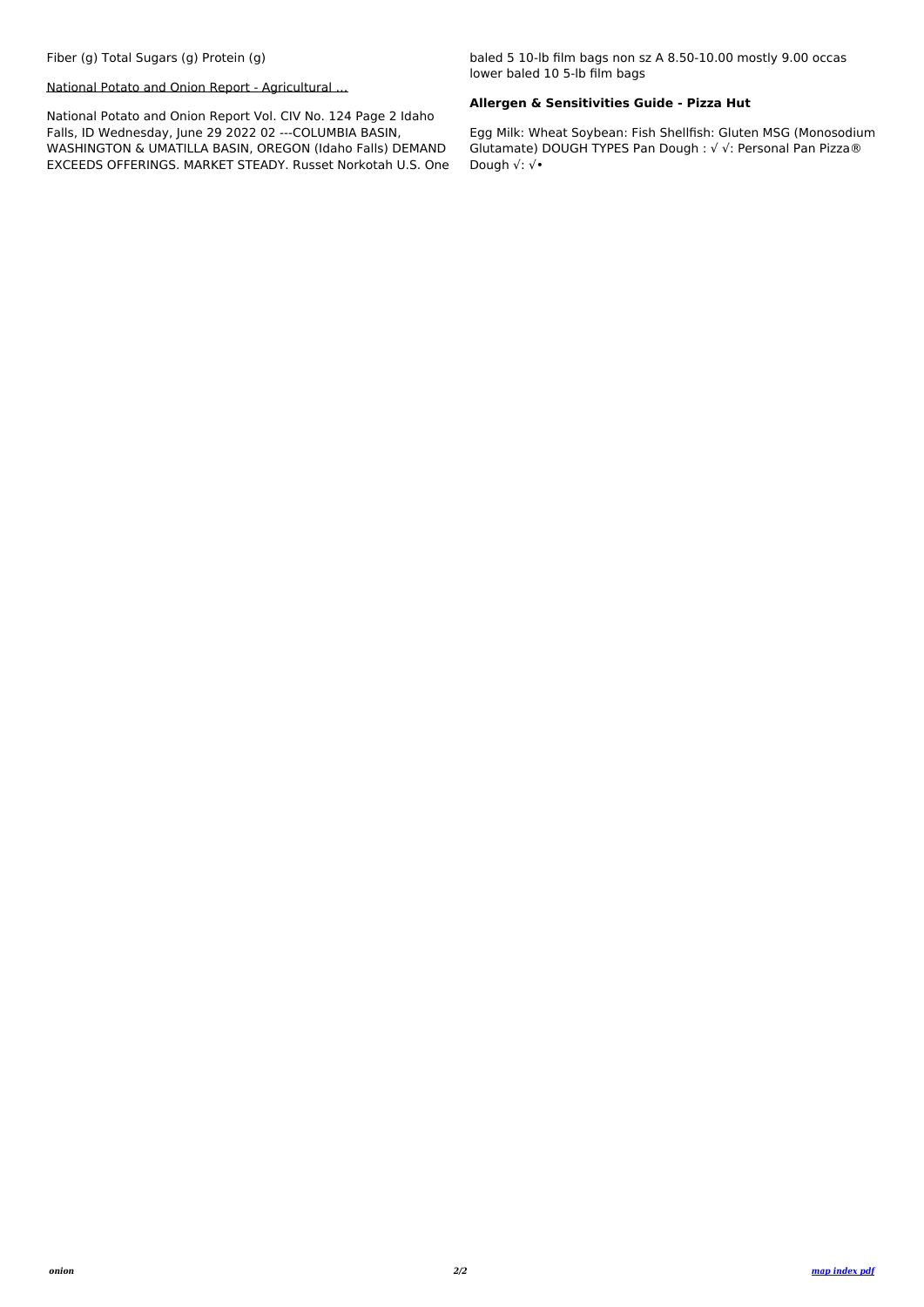Fiber (g) Total Sugars (g) Protein (g)

National Potato and Onion Report - Agricultural ...

National Potato and Onion Report Vol. CIV No. 124 Page 2 Idaho Falls, ID Wednesday, June 29 2022 02 ---COLUMBIA BASIN, WASHINGTON & UMATILLA BASIN, OREGON (Idaho Falls) DEMAND EXCEEDS OFFERINGS. MARKET STEADY. Russet Norkotah U.S. One baled 5 10-lb film bags non sz A 8.50-10.00 mostly 9.00 occas lower baled 10 5-lb film bags

### Allergen & Sensitivities Guide - Pizza Hut

Egg Milk: Wheat Soybean: Fish Shellfish: Gluten MSG (Monosodium Glutamate) DOUGH TYPES Pan Dough : √ √: Personal Pan Pizza® Dough √: √•